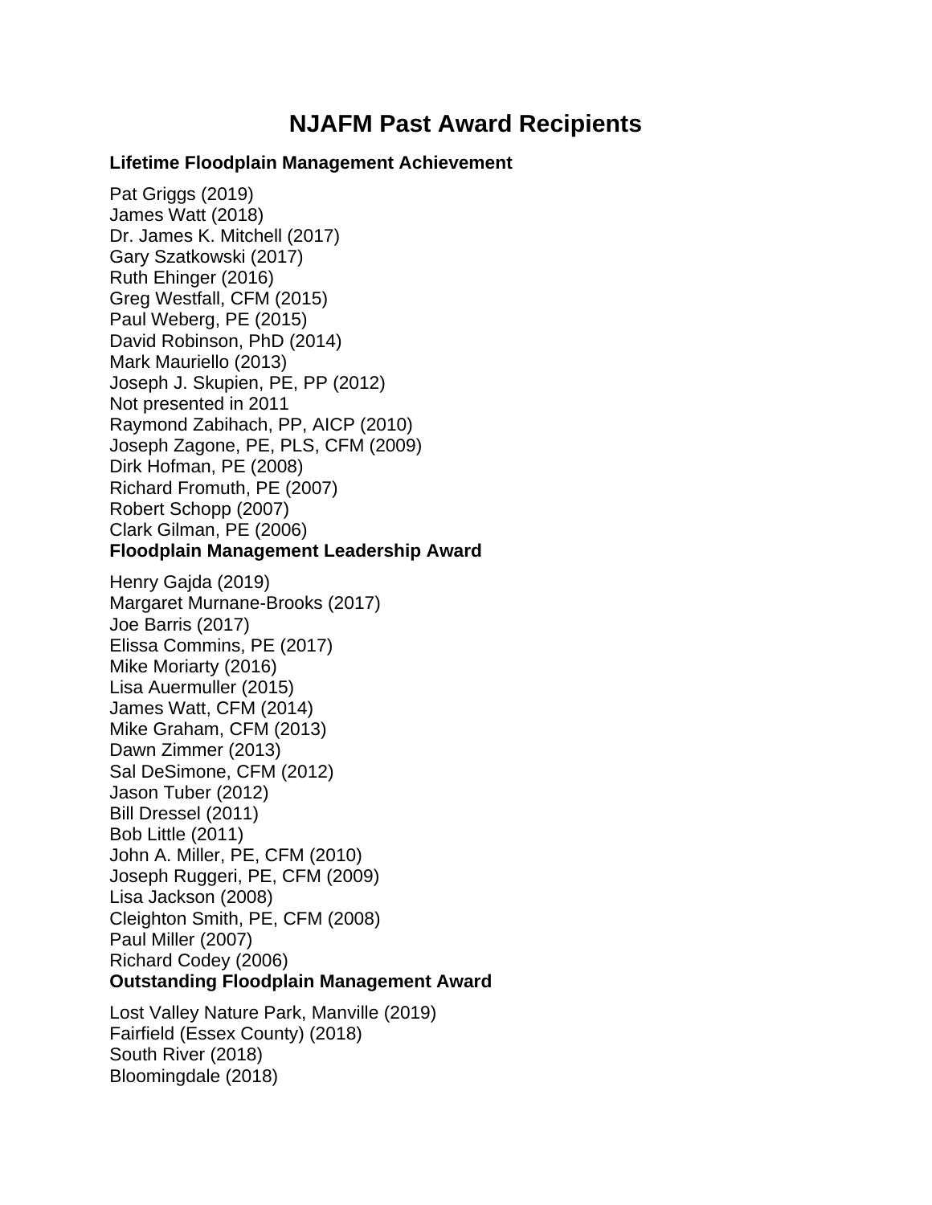# NJAFM Past Award Recipients

### Lifetime Floodplain Management Achievement

Pat Griggs (2019)
James Watt (2018)
Dr. James K. Mitchell (2017)
Gary Szatkowski (2017)
Ruth Ehinger (2016)
Greg Westfall, CFM (2015)
Paul Weberg, PE (2015)
David Robinson, PhD (2014)
Mark Mauriello (2013)
Joseph J. Skupien, PE, PP (2012)
Not presented in 2011
Raymond Zabihach, PP, AICP (2010)
Joseph Zagone, PE, PLS, CFM (2009)
Dirk Hofman, PE (2008)
Richard Fromuth, PE (2007)
Robert Schopp (2007)
Clark Gilman, PE (2006)

### Floodplain Management Leadership Award

Henry Gajda (2019)
Margaret Murnane-Brooks (2017)
Joe Barris (2017)
Elissa Commins, PE (2017)
Mike Moriarty (2016)
Lisa Auermuller (2015)
James Watt, CFM (2014)
Mike Graham, CFM (2013)
Dawn Zimmer (2013)
Sal DeSimone, CFM (2012)
Jason Tuber (2012)
Bill Dressel (2011)
Bob Little (2011)
John A. Miller, PE, CFM (2010)
Joseph Ruggeri, PE, CFM (2009)
Lisa Jackson (2008)
Cleighton Smith, PE, CFM (2008)
Paul Miller (2007)
Richard Codey (2006)

### Outstanding Floodplain Management Award

Lost Valley Nature Park, Manville (2019)
Fairfield (Essex County) (2018)
South River (2018)
Bloomingdale (2018)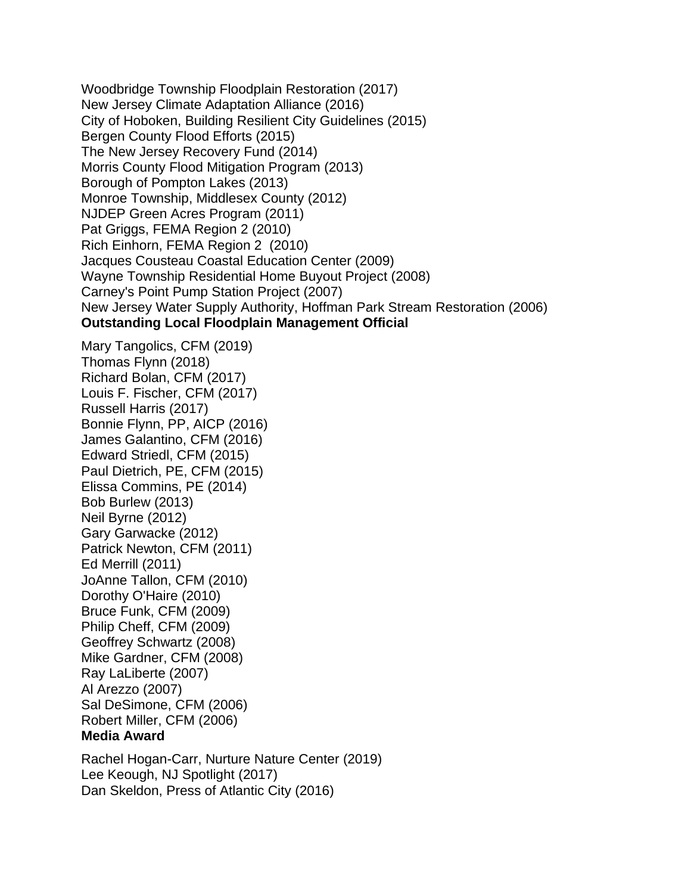Woodbridge Township Floodplain Restoration (2017)
New Jersey Climate Adaptation Alliance (2016)
City of Hoboken, Building Resilient City Guidelines (2015)
Bergen County Flood Efforts (2015)
The New Jersey Recovery Fund (2014)
Morris County Flood Mitigation Program (2013)
Borough of Pompton Lakes (2013)
Monroe Township, Middlesex County (2012)
NJDEP Green Acres Program (2011)
Pat Griggs, FEMA Region 2 (2010)
Rich Einhorn, FEMA Region 2 (2010)
Jacques Cousteau Coastal Education Center (2009)
Wayne Township Residential Home Buyout Project (2008)
Carney's Point Pump Station Project (2007)
New Jersey Water Supply Authority, Hoffman Park Stream Restoration (2006)

**Outstanding Local Floodplain Management Official**

Mary Tangolics, CFM (2019)
Thomas Flynn (2018)
Richard Bolan, CFM (2017)
Louis F. Fischer, CFM (2017)
Russell Harris (2017)
Bonnie Flynn, PP, AICP (2016)
James Galantino, CFM (2016)
Edward Striedl, CFM (2015)
Paul Dietrich, PE, CFM (2015)
Elissa Commins, PE (2014)
Bob Burlew (2013)
Neil Byrne (2012)
Gary Garwacke (2012)
Patrick Newton, CFM (2011)
Ed Merrill (2011)
JoAnne Tallon, CFM (2010)
Dorothy O'Haire (2010)
Bruce Funk, CFM (2009)
Philip Cheff, CFM (2009)
Geoffrey Schwartz (2008)
Mike Gardner, CFM (2008)
Ray LaLiberte (2007)
Al Arezzo (2007)
Sal DeSimone, CFM (2006)
Robert Miller, CFM (2006)

**Media Award**

Rachel Hogan-Carr, Nurture Nature Center (2019)
Lee Keough, NJ Spotlight (2017)
Dan Skeldon, Press of Atlantic City (2016)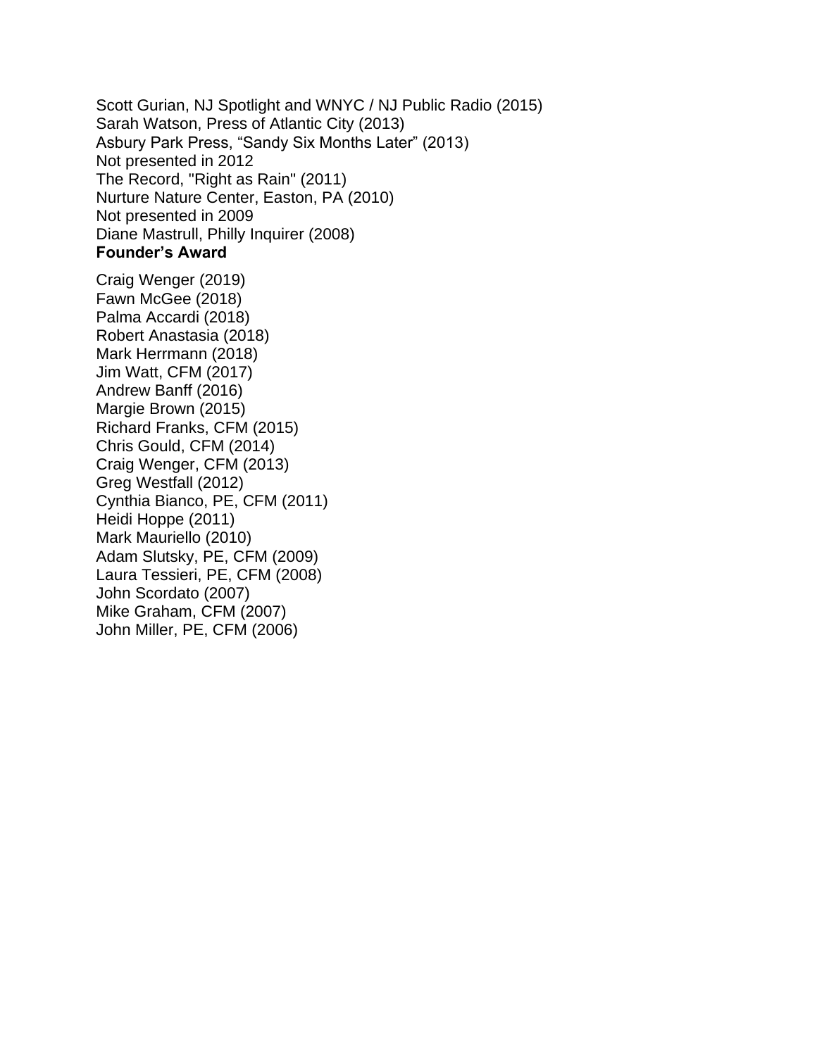Scott Gurian, NJ Spotlight and WNYC / NJ Public Radio (2015)
Sarah Watson, Press of Atlantic City (2013)
Asbury Park Press, "Sandy Six Months Later" (2013)
Not presented in 2012
The Record, "Right as Rain" (2011)
Nurture Nature Center, Easton, PA (2010)
Not presented in 2009
Diane Mastrull, Philly Inquirer (2008)

**Founder's Award**

Craig Wenger (2019)
Fawn McGee (2018)
Palma Accardi (2018)
Robert Anastasia (2018)
Mark Herrmann (2018)
Jim Watt, CFM (2017)
Andrew Banff (2016)
Margie Brown (2015)
Richard Franks, CFM (2015)
Chris Gould, CFM (2014)
Craig Wenger, CFM (2013)
Greg Westfall (2012)
Cynthia Bianco, PE, CFM (2011)
Heidi Hoppe (2011)
Mark Mauriello (2010)
Adam Slutsky, PE, CFM (2009)
Laura Tessieri, PE, CFM (2008)
John Scordato (2007)
Mike Graham, CFM (2007)
John Miller, PE, CFM (2006)